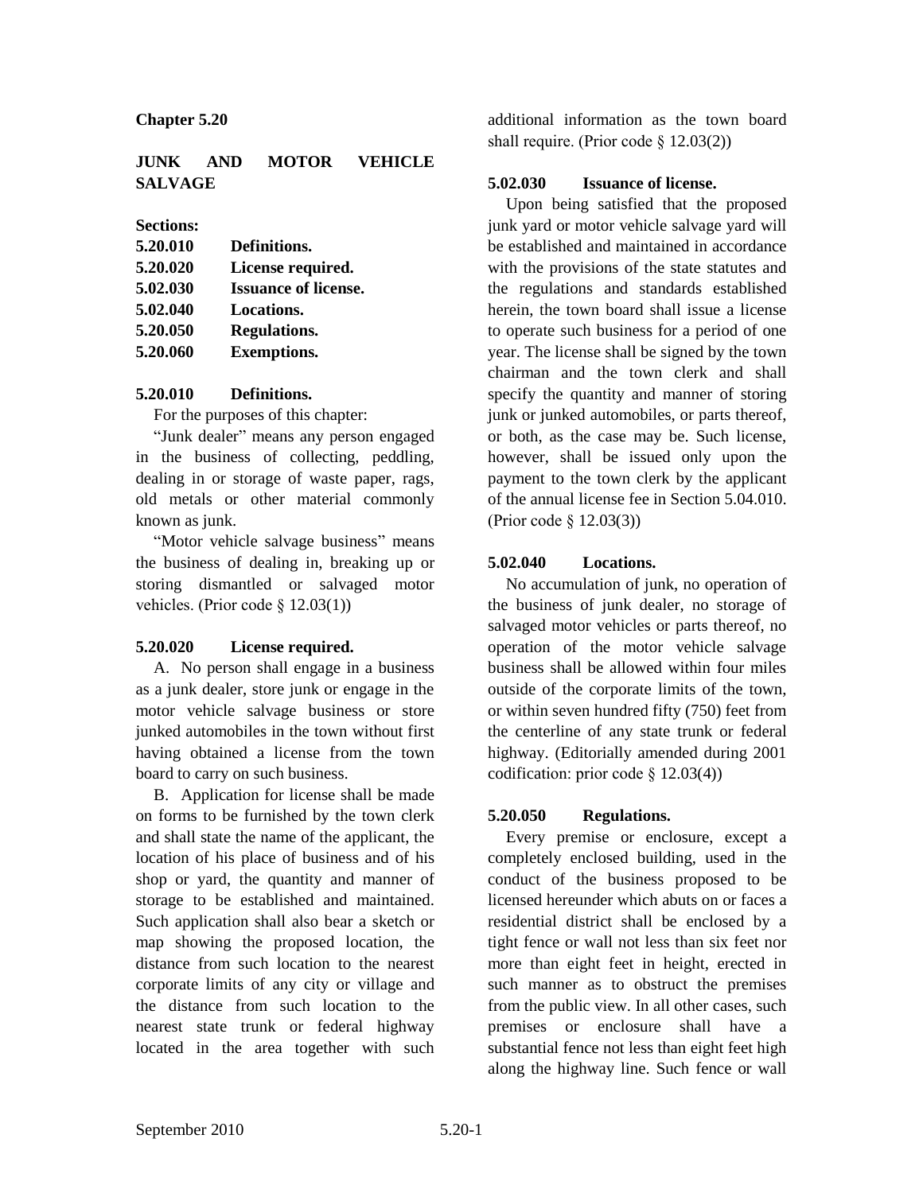**Chapter 5.20**

**JUNK AND MOTOR VEHICLE SALVAGE**

**Sections:**

| | |
|---|---|
| **5.20.010** | **Definitions.** |
| **5.20.020** | **License required.** |
| **5.02.030** | **Issuance of license.** |
| **5.02.040** | **Locations.** |
| **5.20.050** | **Regulations.** |
| **5.20.060** | **Exemptions.** |

**5.20.010 Definitions.**

For the purposes of this chapter:

"Junk dealer" means any person engaged in the business of collecting, peddling, dealing in or storage of waste paper, rags, old metals or other material commonly known as junk.

"Motor vehicle salvage business" means the business of dealing in, breaking up or storing dismantled or salvaged motor vehicles. (Prior code § 12.03(1))

**5.20.020 License required.**

A. No person shall engage in a business as a junk dealer, store junk or engage in the motor vehicle salvage business or store junked automobiles in the town without first having obtained a license from the town board to carry on such business.

B. Application for license shall be made on forms to be furnished by the town clerk and shall state the name of the applicant, the location of his place of business and of his shop or yard, the quantity and manner of storage to be established and maintained. Such application shall also bear a sketch or map showing the proposed location, the distance from such location to the nearest corporate limits of any city or village and the distance from such location to the nearest state trunk or federal highway located in the area together with such additional information as the town board shall require. (Prior code § 12.03(2))

**5.02.030 Issuance of license.**

Upon being satisfied that the proposed junk yard or motor vehicle salvage yard will be established and maintained in accordance with the provisions of the state statutes and the regulations and standards established herein, the town board shall issue a license to operate such business for a period of one year. The license shall be signed by the town chairman and the town clerk and shall specify the quantity and manner of storing junk or junked automobiles, or parts thereof, or both, as the case may be. Such license, however, shall be issued only upon the payment to the town clerk by the applicant of the annual license fee in Section 5.04.010. (Prior code § 12.03(3))

**5.02.040 Locations.**

No accumulation of junk, no operation of the business of junk dealer, no storage of salvaged motor vehicles or parts thereof, no operation of the motor vehicle salvage business shall be allowed within four miles outside of the corporate limits of the town, or within seven hundred fifty (750) feet from the centerline of any state trunk or federal highway. (Editorially amended during 2001 codification: prior code § 12.03(4))

**5.20.050 Regulations.**

Every premise or enclosure, except a completely enclosed building, used in the conduct of the business proposed to be licensed hereunder which abuts on or faces a residential district shall be enclosed by a tight fence or wall not less than six feet nor more than eight feet in height, erected in such manner as to obstruct the premises from the public view. In all other cases, such premises or enclosure shall have a substantial fence not less than eight feet high along the highway line. Such fence or wall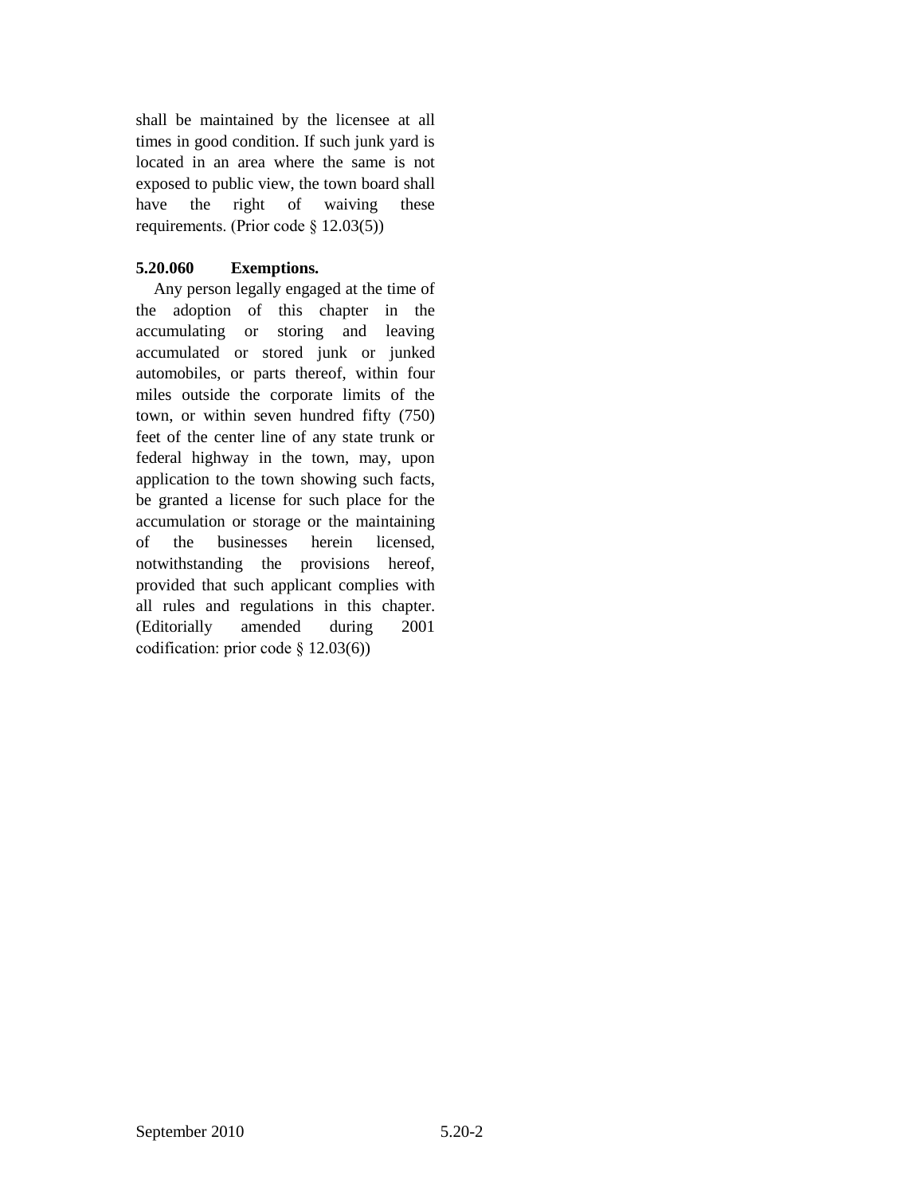shall be maintained by the licensee at all times in good condition. If such junk yard is located in an area where the same is not exposed to public view, the town board shall have the right of waiving these requirements. (Prior code § 12.03(5))

**5.20.060 Exemptions.**

Any person legally engaged at the time of the adoption of this chapter in the accumulating or storing and leaving accumulated or stored junk or junked automobiles, or parts thereof, within four miles outside the corporate limits of the town, or within seven hundred fifty (750) feet of the center line of any state trunk or federal highway in the town, may, upon application to the town showing such facts, be granted a license for such place for the accumulation or storage or the maintaining of the businesses herein licensed, notwithstanding the provisions hereof, provided that such applicant complies with all rules and regulations in this chapter. (Editorially amended during 2001 codification: prior code § 12.03(6))